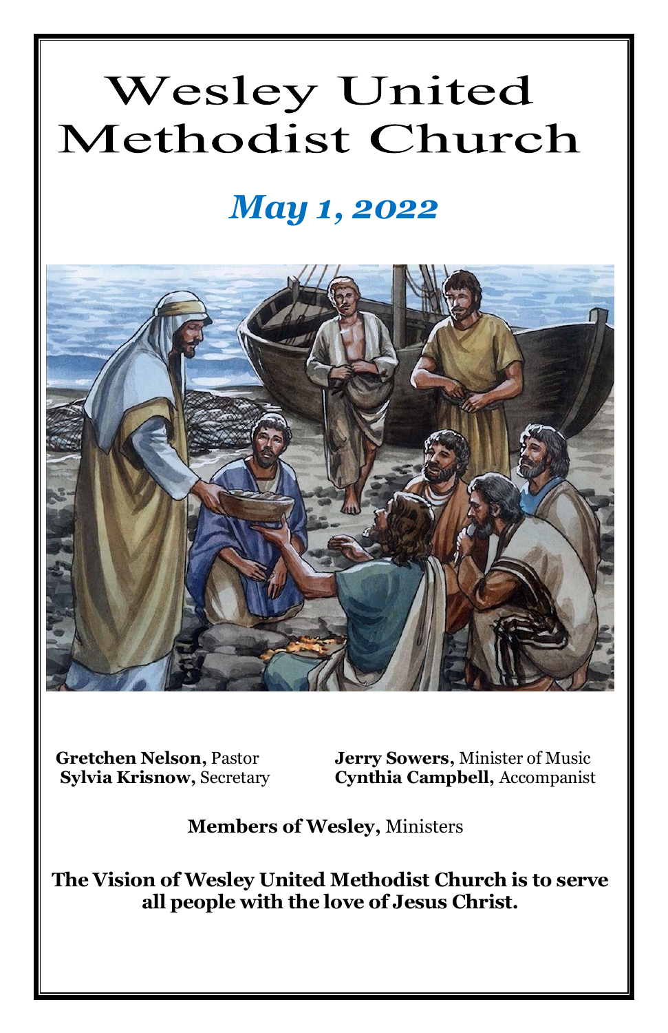# Wesley United Methodist Church

## *May 1, 2022*

**Gretchen Nelson,** Pastor
**Sylvia Krisnow,** Secretary

**Jerry Sowers,** Minister of Music
**Cynthia Campbell,** Accompanist

**Members of Wesley,** Ministers

**The Vision of Wesley United Methodist Church is to serve all people with the love of Jesus Christ.**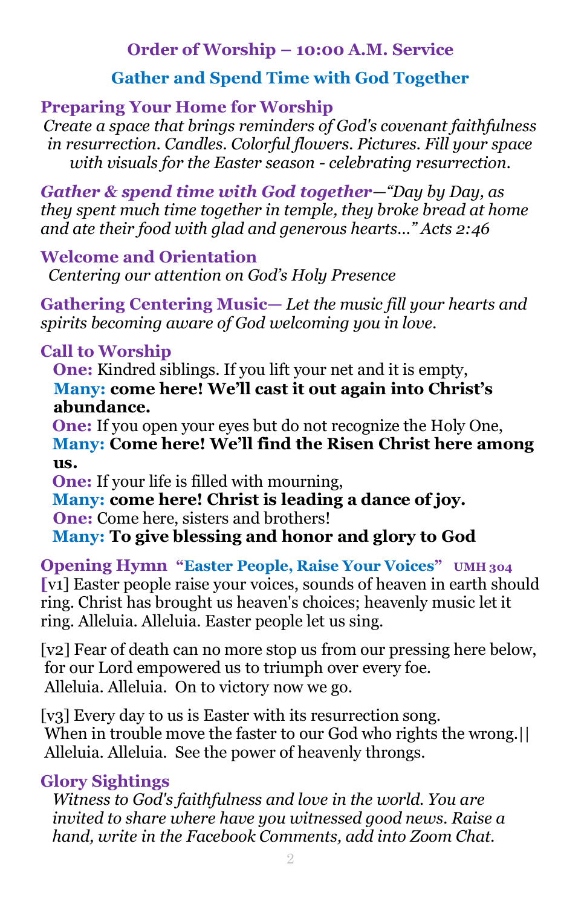## Order of Worship – 10:00 A.M. Service

## Gather and Spend Time with God Together

### Preparing Your Home for Worship

*Create a space that brings reminders of God's covenant faithfulness in resurrection. Candles. Colorful flowers. Pictures. Fill your space with visuals for the Easter season - celebrating resurrection.*

***Gather & spend time with God together****—"Day by Day, as they spent much time together in temple, they broke bread at home and ate their food with glad and generous hearts…" Acts 2:46*

### Welcome and Orientation

*Centering our attention on God's Holy Presence*

**Gathering Centering Music—** *Let the music fill your hearts and spirits becoming aware of God welcoming you in love.*

### Call to Worship

**One:** Kindred siblings. If you lift your net and it is empty,
**Many: come here! We'll cast it out again into Christ's abundance.**
**One:** If you open your eyes but do not recognize the Holy One,
**Many: Come here! We'll find the Risen Christ here among us.**
**One:** If your life is filled with mourning,
**Many: come here! Christ is leading a dance of joy.**
**One:** Come here, sisters and brothers!
**Many: To give blessing and honor and glory to God**

### Opening Hymn "Easter People, Raise Your Voices" UMH 304

[v1] Easter people raise your voices, sounds of heaven in earth should ring. Christ has brought us heaven's choices; heavenly music let it ring. Alleluia. Alleluia. Easter people let us sing.

[v2] Fear of death can no more stop us from our pressing here below, for our Lord empowered us to triumph over every foe. Alleluia. Alleluia. On to victory now we go.

[v3] Every day to us is Easter with its resurrection song. When in trouble move the faster to our God who rights the wrong.|| Alleluia. Alleluia. See the power of heavenly throngs.

### Glory Sightings

*Witness to God's faithfulness and love in the world. You are invited to share where have you witnessed good news. Raise a hand, write in the Facebook Comments, add into Zoom Chat.*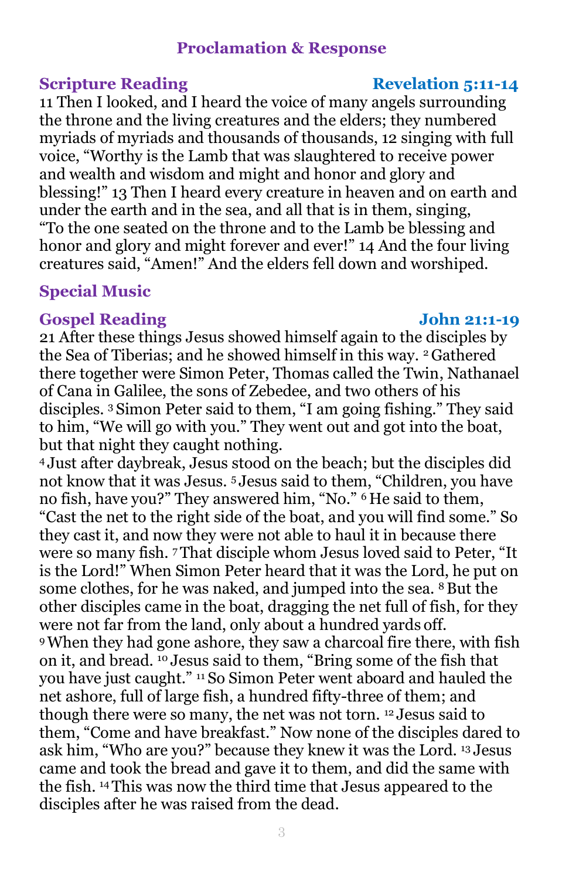## Proclamation & Response

### Scripture Reading — Revelation 5:11-14

11 Then I looked, and I heard the voice of many angels surrounding the throne and the living creatures and the elders; they numbered myriads of myriads and thousands of thousands, 12 singing with full voice, "Worthy is the Lamb that was slaughtered to receive power and wealth and wisdom and might and honor and glory and blessing!" 13 Then I heard every creature in heaven and on earth and under the earth and in the sea, and all that is in them, singing, "To the one seated on the throne and to the Lamb be blessing and honor and glory and might forever and ever!" 14 And the four living creatures said, "Amen!" And the elders fell down and worshiped.

### Special Music

### Gospel Reading — John 21:1-19

21 After these things Jesus showed himself again to the disciples by the Sea of Tiberias; and he showed himself in this way. 2 Gathered there together were Simon Peter, Thomas called the Twin, Nathanael of Cana in Galilee, the sons of Zebedee, and two others of his disciples. 3 Simon Peter said to them, "I am going fishing." They said to him, "We will go with you." They went out and got into the boat, but that night they caught nothing.

4 Just after daybreak, Jesus stood on the beach; but the disciples did not know that it was Jesus. 5 Jesus said to them, "Children, you have no fish, have you?" They answered him, "No." 6 He said to them, "Cast the net to the right side of the boat, and you will find some." So they cast it, and now they were not able to haul it in because there were so many fish. 7 That disciple whom Jesus loved said to Peter, "It is the Lord!" When Simon Peter heard that it was the Lord, he put on some clothes, for he was naked, and jumped into the sea. 8 But the other disciples came in the boat, dragging the net full of fish, for they were not far from the land, only about a hundred yards off.

9 When they had gone ashore, they saw a charcoal fire there, with fish on it, and bread. 10 Jesus said to them, "Bring some of the fish that you have just caught." 11 So Simon Peter went aboard and hauled the net ashore, full of large fish, a hundred fifty-three of them; and though there were so many, the net was not torn. 12 Jesus said to them, "Come and have breakfast." Now none of the disciples dared to ask him, "Who are you?" because they knew it was the Lord. 13 Jesus came and took the bread and gave it to them, and did the same with the fish. 14 This was now the third time that Jesus appeared to the disciples after he was raised from the dead.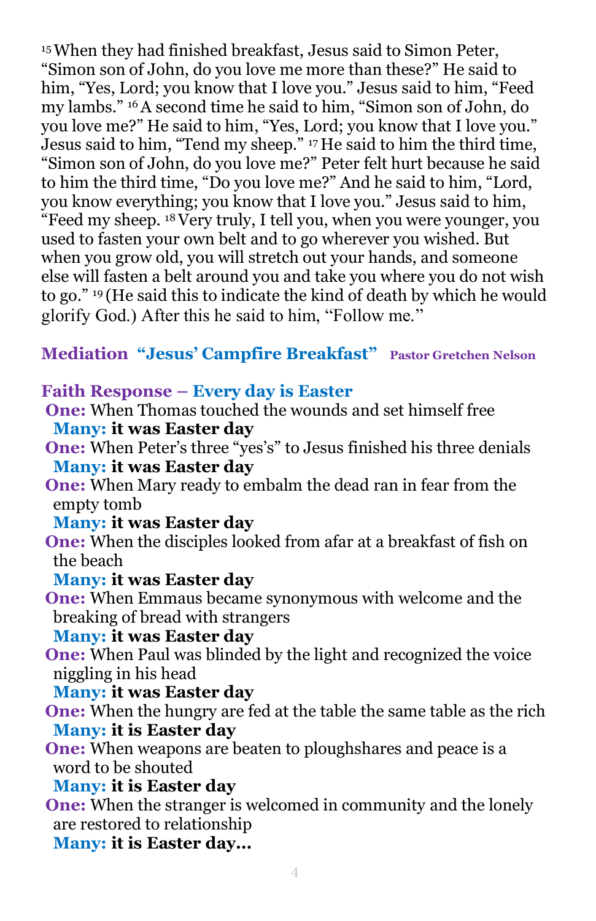[15] When they had finished breakfast, Jesus said to Simon Peter, "Simon son of John, do you love me more than these?" He said to him, "Yes, Lord; you know that I love you." Jesus said to him, "Feed my lambs." [16] A second time he said to him, "Simon son of John, do you love me?" He said to him, "Yes, Lord; you know that I love you." Jesus said to him, "Tend my sheep." [17] He said to him the third time, "Simon son of John, do you love me?" Peter felt hurt because he said to him the third time, "Do you love me?" And he said to him, "Lord, you know everything; you know that I love you." Jesus said to him, "Feed my sheep. [18] Very truly, I tell you, when you were younger, you used to fasten your own belt and to go wherever you wished. But when you grow old, you will stretch out your hands, and someone else will fasten a belt around you and take you where you do not wish to go." [19] (He said this to indicate the kind of death by which he would glorify God.) After this he said to him, "Follow me."

## Mediation "Jesus' Campfire Breakfast" Pastor Gretchen Nelson

## Faith Response – Every day is Easter

**One:** When Thomas touched the wounds and set himself free
**Many: it was Easter day**

**One:** When Peter's three "yes's" to Jesus finished his three denials
**Many: it was Easter day**

**One:** When Mary ready to embalm the dead ran in fear from the empty tomb
**Many: it was Easter day**

**One:** When the disciples looked from afar at a breakfast of fish on the beach
**Many: it was Easter day**

**One:** When Emmaus became synonymous with welcome and the breaking of bread with strangers
**Many: it was Easter day**

**One:** When Paul was blinded by the light and recognized the voice niggling in his head
**Many: it was Easter day**

**One:** When the hungry are fed at the table the same table as the rich
**Many: it is Easter day**

**One:** When weapons are beaten to ploughshares and peace is a word to be shouted
**Many: it is Easter day**

**One:** When the stranger is welcomed in community and the lonely are restored to relationship
**Many: it is Easter day…**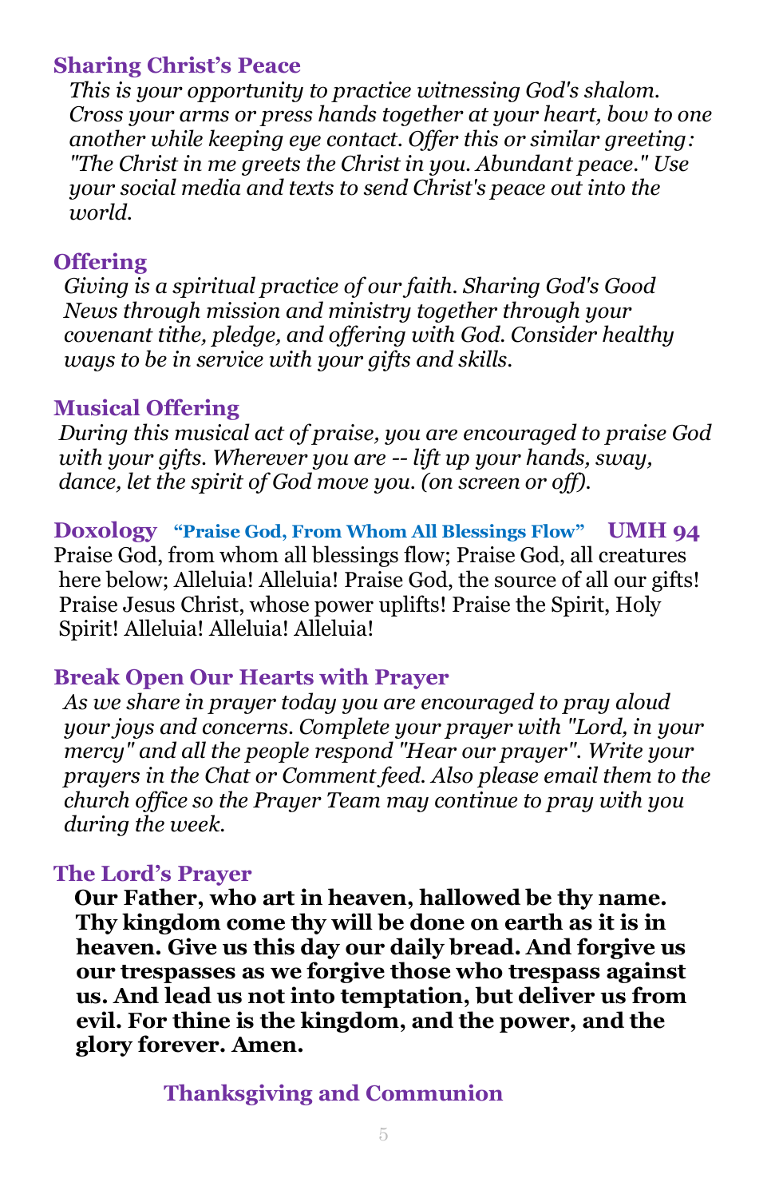## Sharing Christ's Peace

*This is your opportunity to practice witnessing God's shalom. Cross your arms or press hands together at your heart, bow to one another while keeping eye contact. Offer this or similar greeting: "The Christ in me greets the Christ in you. Abundant peace." Use your social media and texts to send Christ's peace out into the world.*

## Offering

*Giving is a spiritual practice of our faith. Sharing God's Good News through mission and ministry together through your covenant tithe, pledge, and offering with God. Consider healthy ways to be in service with your gifts and skills.*

## Musical Offering

*During this musical act of praise, you are encouraged to praise God with your gifts. Wherever you are -- lift up your hands, sway, dance, let the spirit of God move you. (on screen or off).*

## Doxology "Praise God, From Whom All Blessings Flow" UMH 94

Praise God, from whom all blessings flow; Praise God, all creatures here below; Alleluia! Alleluia! Praise God, the source of all our gifts! Praise Jesus Christ, whose power uplifts! Praise the Spirit, Holy Spirit! Alleluia! Alleluia! Alleluia!

## Break Open Our Hearts with Prayer

*As we share in prayer today you are encouraged to pray aloud your joys and concerns. Complete your prayer with "Lord, in your mercy" and all the people respond "Hear our prayer". Write your prayers in the Chat or Comment feed. Also please email them to the church office so the Prayer Team may continue to pray with you during the week.*

## The Lord's Prayer

**Our Father, who art in heaven, hallowed be thy name. Thy kingdom come thy will be done on earth as it is in heaven. Give us this day our daily bread. And forgive us our trespasses as we forgive those who trespass against us. And lead us not into temptation, but deliver us from evil. For thine is the kingdom, and the power, and the glory forever. Amen.**

## Thanksgiving and Communion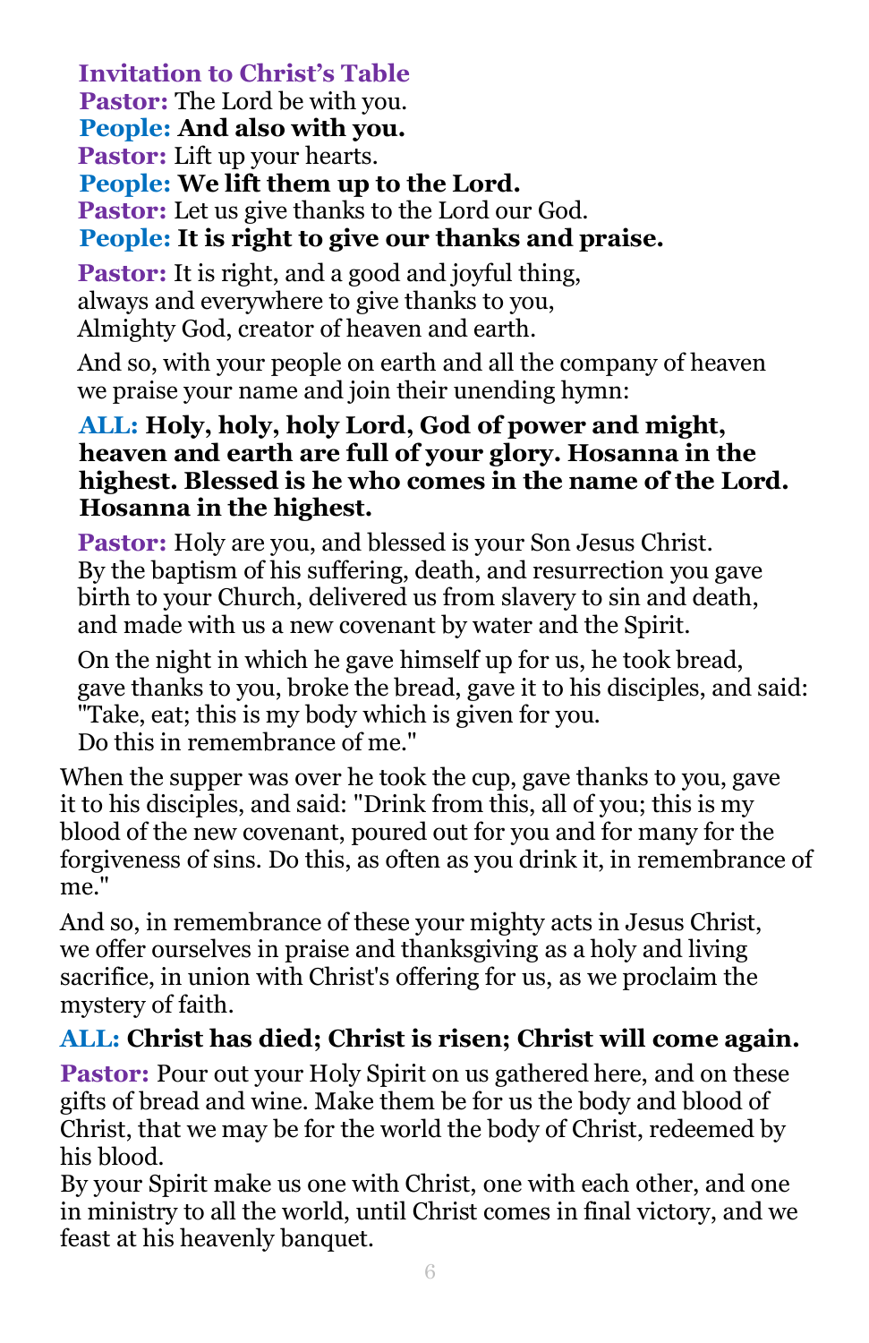## Invitation to Christ's Table

**Pastor:** The Lord be with you.
**People: And also with you.**
**Pastor:** Lift up your hearts.
**People: We lift them up to the Lord.**
**Pastor:** Let us give thanks to the Lord our God.
**People: It is right to give our thanks and praise.**

**Pastor:** It is right, and a good and joyful thing,
always and everywhere to give thanks to you,
Almighty God, creator of heaven and earth.

And so, with your people on earth and all the company of heaven
we praise your name and join their unending hymn:

**ALL: Holy, holy, holy Lord, God of power and might, heaven and earth are full of your glory. Hosanna in the highest. Blessed is he who comes in the name of the Lord. Hosanna in the highest.**

**Pastor:** Holy are you, and blessed is your Son Jesus Christ.
By the baptism of his suffering, death, and resurrection you gave birth to your Church, delivered us from slavery to sin and death, and made with us a new covenant by water and the Spirit.

On the night in which he gave himself up for us, he took bread, gave thanks to you, broke the bread, gave it to his disciples, and said: "Take, eat; this is my body which is given for you.
Do this in remembrance of me."

When the supper was over he took the cup, gave thanks to you, gave it to his disciples, and said: "Drink from this, all of you; this is my blood of the new covenant, poured out for you and for many for the forgiveness of sins. Do this, as often as you drink it, in remembrance of me."

And so, in remembrance of these your mighty acts in Jesus Christ, we offer ourselves in praise and thanksgiving as a holy and living sacrifice, in union with Christ's offering for us, as we proclaim the mystery of faith.

**ALL: Christ has died; Christ is risen; Christ will come again.**

**Pastor:** Pour out your Holy Spirit on us gathered here, and on these gifts of bread and wine. Make them be for us the body and blood of Christ, that we may be for the world the body of Christ, redeemed by his blood.
By your Spirit make us one with Christ, one with each other, and one in ministry to all the world, until Christ comes in final victory, and we feast at his heavenly banquet.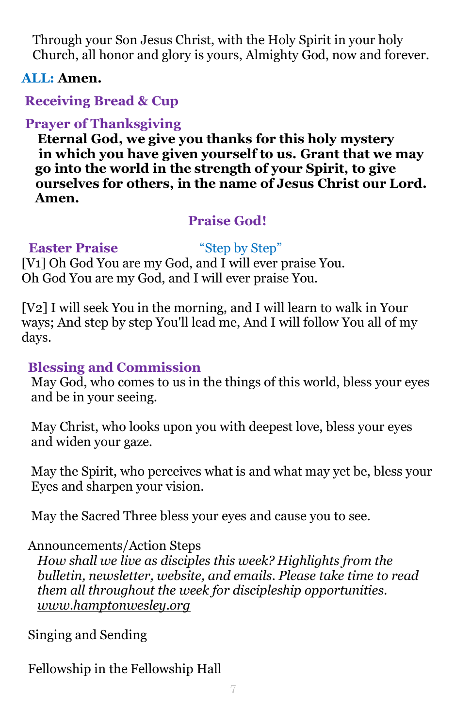Through your Son Jesus Christ, with the Holy Spirit in your holy Church, all honor and glory is yours, Almighty God, now and forever.

**ALL: Amen.**

## Receiving Bread & Cup

## Prayer of Thanksgiving

**Eternal God, we give you thanks for this holy mystery in which you have given yourself to us. Grant that we may go into the world in the strength of your Spirit, to give ourselves for others, in the name of Jesus Christ our Lord. Amen.**

## Praise God!

## Easter Praise — "Step by Step"

[V1] Oh God You are my God, and I will ever praise You.
Oh God You are my God, and I will ever praise You.

[V2] I will seek You in the morning, and I will learn to walk in Your ways; And step by step You'll lead me, And I will follow You all of my days.

## Blessing and Commission

May God, who comes to us in the things of this world, bless your eyes and be in your seeing.

May Christ, who looks upon you with deepest love, bless your eyes and widen your gaze.

May the Spirit, who perceives what is and what may yet be, bless your Eyes and sharpen your vision.

May the Sacred Three bless your eyes and cause you to see.

Announcements/Action Steps

*How shall we live as disciples this week? Highlights from the bulletin, newsletter, website, and emails. Please take time to read them all throughout the week for discipleship opportunities.*
*www.hamptonwesley.org*

Singing and Sending

Fellowship in the Fellowship Hall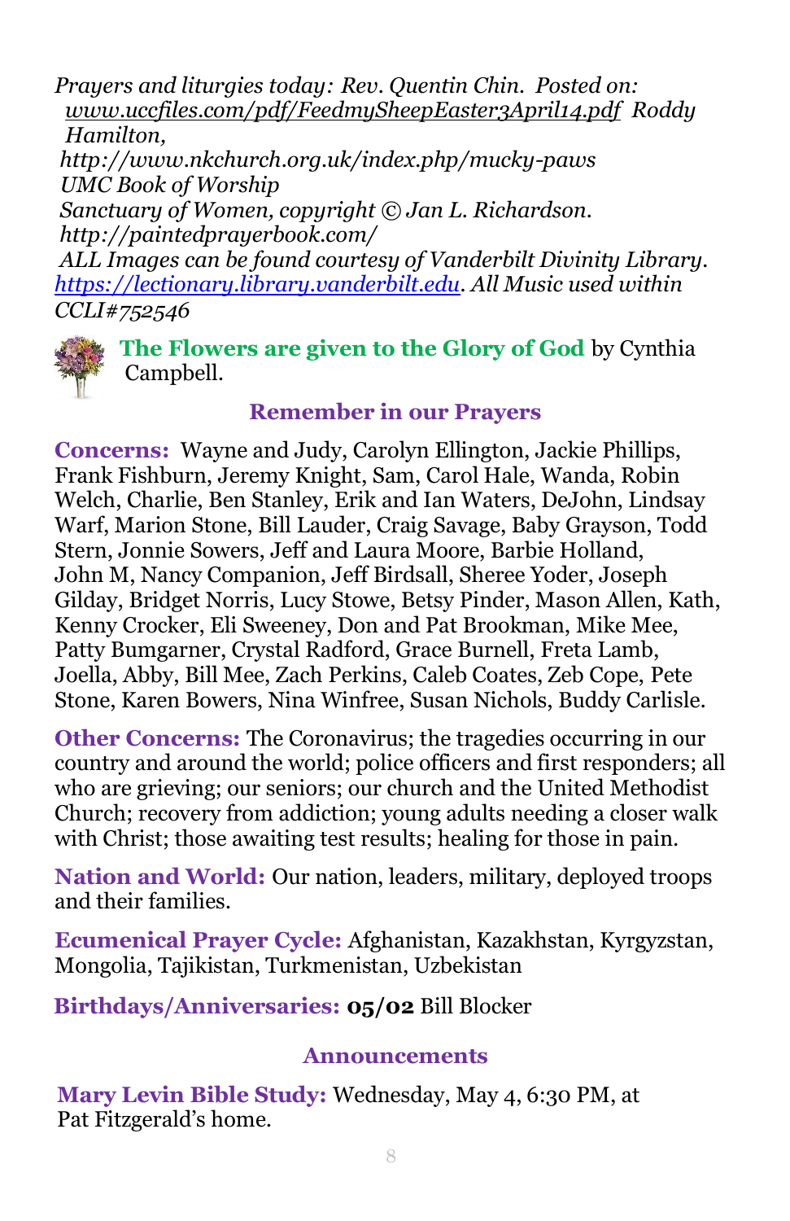*Prayers and liturgies today: Rev. Quentin Chin. Posted on: www.uccfiles.com/pdf/FeedmySheepEaster3April14.pdf Roddy Hamilton, http://www.nkchurch.org.uk/index.php/mucky-paws UMC Book of Worship Sanctuary of Women, copyright © Jan L. Richardson. http://paintedprayerbook.com/ ALL Images can be found courtesy of Vanderbilt Divinity Library. https://lectionary.library.vanderbilt.edu. All Music used within CCLI#752546*

**The Flowers are given to the Glory of God** by Cynthia Campbell.

## Remember in our Prayers

**Concerns:** Wayne and Judy, Carolyn Ellington, Jackie Phillips, Frank Fishburn, Jeremy Knight, Sam, Carol Hale, Wanda, Robin Welch, Charlie, Ben Stanley, Erik and Ian Waters, DeJohn, Lindsay Warf, Marion Stone, Bill Lauder, Craig Savage, Baby Grayson, Todd Stern, Jonnie Sowers, Jeff and Laura Moore, Barbie Holland, John M, Nancy Companion, Jeff Birdsall, Sheree Yoder, Joseph Gilday, Bridget Norris, Lucy Stowe, Betsy Pinder, Mason Allen, Kath, Kenny Crocker, Eli Sweeney, Don and Pat Brookman, Mike Mee, Patty Bumgarner, Crystal Radford, Grace Burnell, Freta Lamb, Joella, Abby, Bill Mee, Zach Perkins, Caleb Coates, Zeb Cope, Pete Stone, Karen Bowers, Nina Winfree, Susan Nichols, Buddy Carlisle.

**Other Concerns:** The Coronavirus; the tragedies occurring in our country and around the world; police officers and first responders; all who are grieving; our seniors; our church and the United Methodist Church; recovery from addiction; young adults needing a closer walk with Christ; those awaiting test results; healing for those in pain.

**Nation and World:** Our nation, leaders, military, deployed troops and their families.

**Ecumenical Prayer Cycle:** Afghanistan, Kazakhstan, Kyrgyzstan, Mongolia, Tajikistan, Turkmenistan, Uzbekistan

**Birthdays/Anniversaries:** **05/02** Bill Blocker

## Announcements

**Mary Levin Bible Study:** Wednesday, May 4, 6:30 PM, at Pat Fitzgerald's home.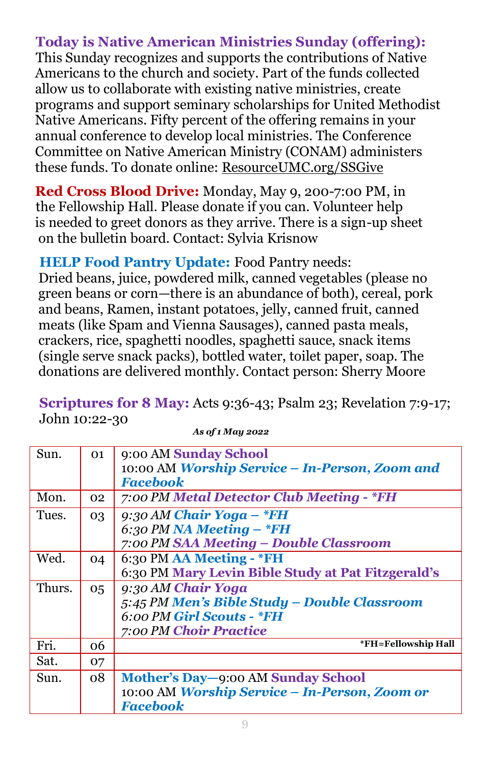**Today is Native American Ministries Sunday (offering):** This Sunday recognizes and supports the contributions of Native Americans to the church and society. Part of the funds collected allow us to collaborate with existing native ministries, create programs and support seminary scholarships for United Methodist Native Americans. Fifty percent of the offering remains in your annual conference to develop local ministries. The Conference Committee on Native American Ministry (CONAM) administers these funds. To donate online: ResourceUMC.org/SSGive

**Red Cross Blood Drive:** Monday, May 9, 200-7:00 PM, in the Fellowship Hall. Please donate if you can. Volunteer help is needed to greet donors as they arrive. There is a sign-up sheet on the bulletin board. Contact: Sylvia Krisnow

**HELP Food Pantry Update:** Food Pantry needs: Dried beans, juice, powdered milk, canned vegetables (please no green beans or corn—there is an abundance of both), cereal, pork and beans, Ramen, instant potatoes, jelly, canned fruit, canned meats (like Spam and Vienna Sausages), canned pasta meals, crackers, rice, spaghetti noodles, spaghetti sauce, snack items (single serve snack packs), bottled water, toilet paper, soap. The donations are delivered monthly. Contact person: Sherry Moore

**Scriptures for 8 May:** Acts 9:36-43; Psalm 23; Revelation 7:9-17; John 10:22-30

***As of 1 May 2022***

| | | |
|---|---|---|
| Sun. | 01 | 9:00 AM **Sunday School**<br>10:00 AM ***Worship Service – In-Person, Zoom and Facebook*** |
| Mon. | 02 | *7:00 PM* ***Metal Detector Club Meeting - *FH*** |
| Tues. | 03 | *9:30 AM* ***Chair Yoga – *FH***<br>*6:30 PM* ***NA Meeting – *FH***<br>*7:00 PM* ***SAA Meeting – Double Classroom*** |
| Wed. | 04 | 6:30 PM **AA Meeting - *FH**<br>6:30 PM **Mary Levin Bible Study at Pat Fitzgerald's** |
| Thurs. | 05 | *9:30 AM* ***Chair Yoga***<br>*5:45 PM* ***Men's Bible Study – Double Classroom***<br>*6:00 PM* ***Girl Scouts - *FH***<br>*7:00 PM* ***Choir Practice*** |
| Fri. | 06 | ***FH=Fellowship Hall** |
| Sat. | 07 | |
| Sun. | 08 | **Mother's Day**—9:00 AM **Sunday School**<br>10:00 AM ***Worship Service – In-Person, Zoom or Facebook*** |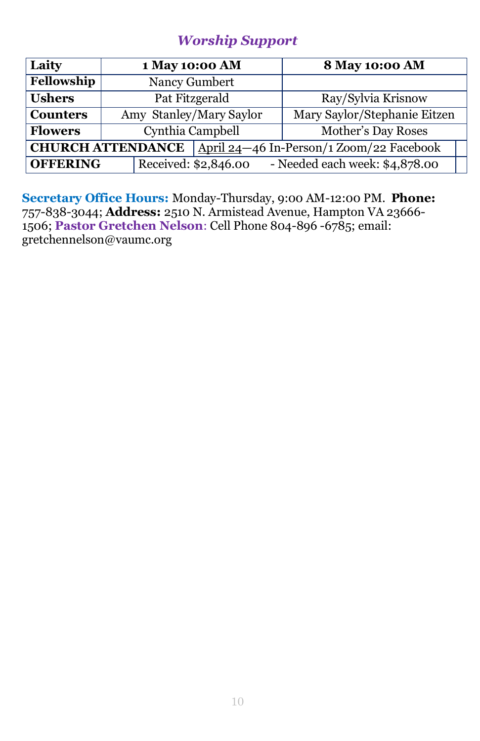### *Worship Support*

| Laity | 1 May 10:00 AM | 8 May 10:00 AM |
|---|---|---|
| **Fellowship** | Nancy Gumbert | |
| **Ushers** | Pat Fitzgerald | Ray/Sylvia Krisnow |
| **Counters** | Amy Stanley/Mary Saylor | Mary Saylor/Stephanie Eitzen |
| **Flowers** | Cynthia Campbell | Mother's Day Roses |
| **CHURCH ATTENDANCE** | April 24—46 In-Person/1 Zoom/22 Facebook | |
| **OFFERING** | Received: $2,846.00 | - Needed each week: $4,878.00 |

**Secretary Office Hours:** Monday-Thursday, 9:00 AM-12:00 PM. **Phone:** 757-838-3044; **Address:** 2510 N. Armistead Avenue, Hampton VA 23666-1506; **Pastor Gretchen Nelson**: Cell Phone 804-896 -6785; email: gretchennelson@vaumc.org